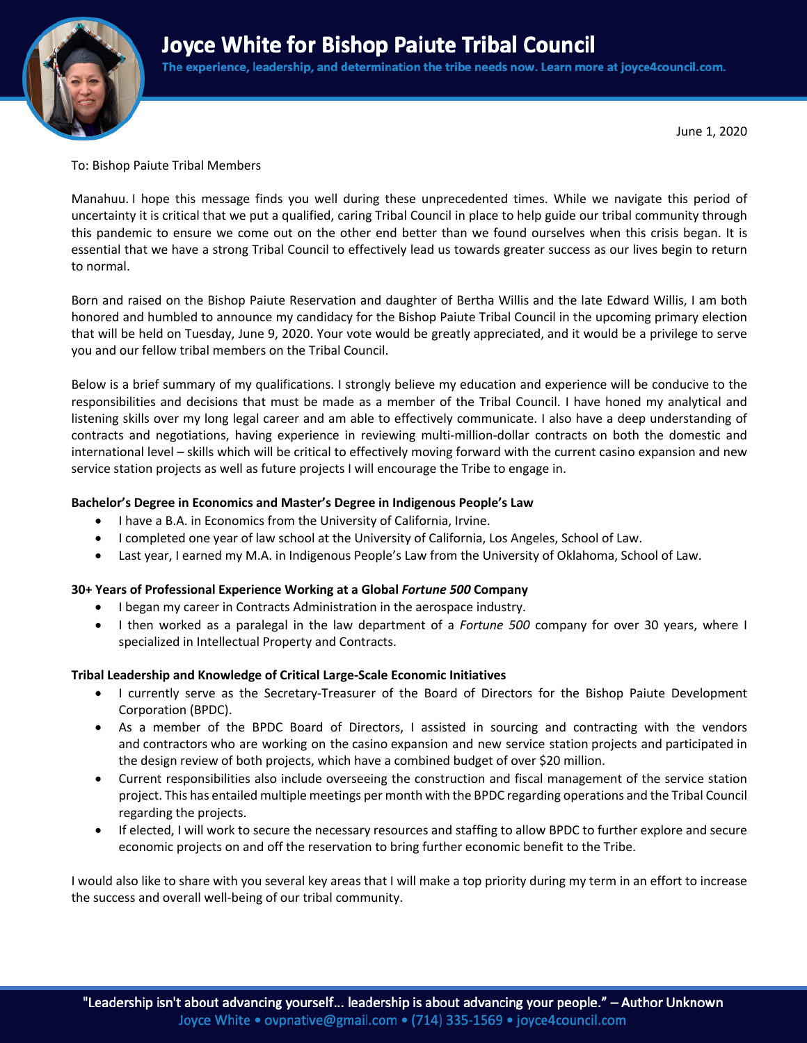# Joyce White for Bishop Paiute Tribal Council

**The experience, leadership, and determination the tribe needs now. Learn more at joyce4council.com.**

June 1, 2020

To: Bishop Paiute Tribal Members

Manahuu. I hope this message finds you well during these unprecedented times. While we navigate this period of uncertainty it is critical that we put a qualified, caring Tribal Council in place to help guide our tribal community through this pandemic to ensure we come out on the other end better than we found ourselves when this crisis began. It is essential that we have a strong Tribal Council to effectively lead us towards greater success as our lives begin to return to normal.

Born and raised on the Bishop Paiute Reservation and daughter of Bertha Willis and the late Edward Willis, I am both honored and humbled to announce my candidacy for the Bishop Paiute Tribal Council in the upcoming primary election that will be held on Tuesday, June 9, 2020. Your vote would be greatly appreciated, and it would be a privilege to serve you and our fellow tribal members on the Tribal Council.

Below is a brief summary of my qualifications. I strongly believe my education and experience will be conducive to the responsibilities and decisions that must be made as a member of the Tribal Council. I have honed my analytical and listening skills over my long legal career and am able to effectively communicate. I also have a deep understanding of contracts and negotiations, having experience in reviewing multi-million-dollar contracts on both the domestic and international level – skills which will be critical to effectively moving forward with the current casino expansion and new service station projects as well as future projects I will encourage the Tribe to engage in.

**Bachelor's Degree in Economics and Master's Degree in Indigenous People's Law**

- I have a B.A. in Economics from the University of California, Irvine.
- I completed one year of law school at the University of California, Los Angeles, School of Law.
- Last year, I earned my M.A. in Indigenous People's Law from the University of Oklahoma, School of Law.

**30+ Years of Professional Experience Working at a Global *Fortune 500* Company**

- I began my career in Contracts Administration in the aerospace industry.
- I then worked as a paralegal in the law department of a *Fortune 500* company for over 30 years, where I specialized in Intellectual Property and Contracts.

**Tribal Leadership and Knowledge of Critical Large-Scale Economic Initiatives**

- I currently serve as the Secretary-Treasurer of the Board of Directors for the Bishop Paiute Development Corporation (BPDC).
- As a member of the BPDC Board of Directors, I assisted in sourcing and contracting with the vendors and contractors who are working on the casino expansion and new service station projects and participated in the design review of both projects, which have a combined budget of over $20 million.
- Current responsibilities also include overseeing the construction and fiscal management of the service station project. This has entailed multiple meetings per month with the BPDC regarding operations and the Tribal Council regarding the projects.
- If elected, I will work to secure the necessary resources and staffing to allow BPDC to further explore and secure economic projects on and off the reservation to bring further economic benefit to the Tribe.

I would also like to share with you several key areas that I will make a top priority during my term in an effort to increase the success and overall well-being of our tribal community.

"Leadership isn't about advancing yourself… leadership is about advancing your people." – Author Unknown

Joyce White • ovpnative@gmail.com • (714) 335-1569 • joyce4council.com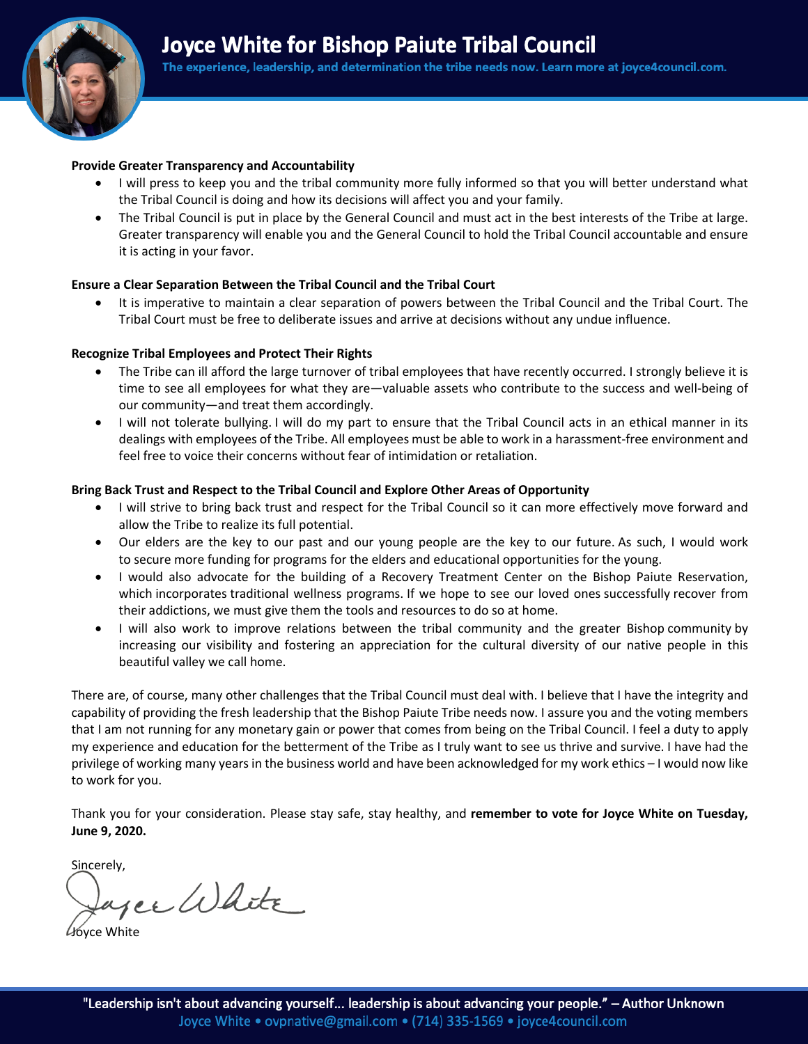# Joyce White for Bishop Paiute Tribal Council

**The experience, leadership, and determination the tribe needs now. Learn more at joyce4council.com.**

**Provide Greater Transparency and Accountability**

- I will press to keep you and the tribal community more fully informed so that you will better understand what the Tribal Council is doing and how its decisions will affect you and your family.
- The Tribal Council is put in place by the General Council and must act in the best interests of the Tribe at large. Greater transparency will enable you and the General Council to hold the Tribal Council accountable and ensure it is acting in your favor.

**Ensure a Clear Separation Between the Tribal Council and the Tribal Court**

- It is imperative to maintain a clear separation of powers between the Tribal Council and the Tribal Court. The Tribal Court must be free to deliberate issues and arrive at decisions without any undue influence.

**Recognize Tribal Employees and Protect Their Rights**

- The Tribe can ill afford the large turnover of tribal employees that have recently occurred. I strongly believe it is time to see all employees for what they are—valuable assets who contribute to the success and well-being of our community—and treat them accordingly.
- I will not tolerate bullying. I will do my part to ensure that the Tribal Council acts in an ethical manner in its dealings with employees of the Tribe. All employees must be able to work in a harassment-free environment and feel free to voice their concerns without fear of intimidation or retaliation.

**Bring Back Trust and Respect to the Tribal Council and Explore Other Areas of Opportunity**

- I will strive to bring back trust and respect for the Tribal Council so it can more effectively move forward and allow the Tribe to realize its full potential.
- Our elders are the key to our past and our young people are the key to our future. As such, I would work to secure more funding for programs for the elders and educational opportunities for the young.
- I would also advocate for the building of a Recovery Treatment Center on the Bishop Paiute Reservation, which incorporates traditional wellness programs. If we hope to see our loved ones successfully recover from their addictions, we must give them the tools and resources to do so at home.
- I will also work to improve relations between the tribal community and the greater Bishop community by increasing our visibility and fostering an appreciation for the cultural diversity of our native people in this beautiful valley we call home.

There are, of course, many other challenges that the Tribal Council must deal with. I believe that I have the integrity and capability of providing the fresh leadership that the Bishop Paiute Tribe needs now. I assure you and the voting members that I am not running for any monetary gain or power that comes from being on the Tribal Council. I feel a duty to apply my experience and education for the betterment of the Tribe as I truly want to see us thrive and survive. I have had the privilege of working many years in the business world and have been acknowledged for my work ethics – I would now like to work for you.

Thank you for your consideration. Please stay safe, stay healthy, and **remember to vote for Joyce White on Tuesday, June 9, 2020.**

Sincerely,

Joyce White

"Leadership isn't about advancing yourself... leadership is about advancing your people." – Author Unknown

Joyce White • ovpnative@gmail.com • (714) 335-1569 • joyce4council.com